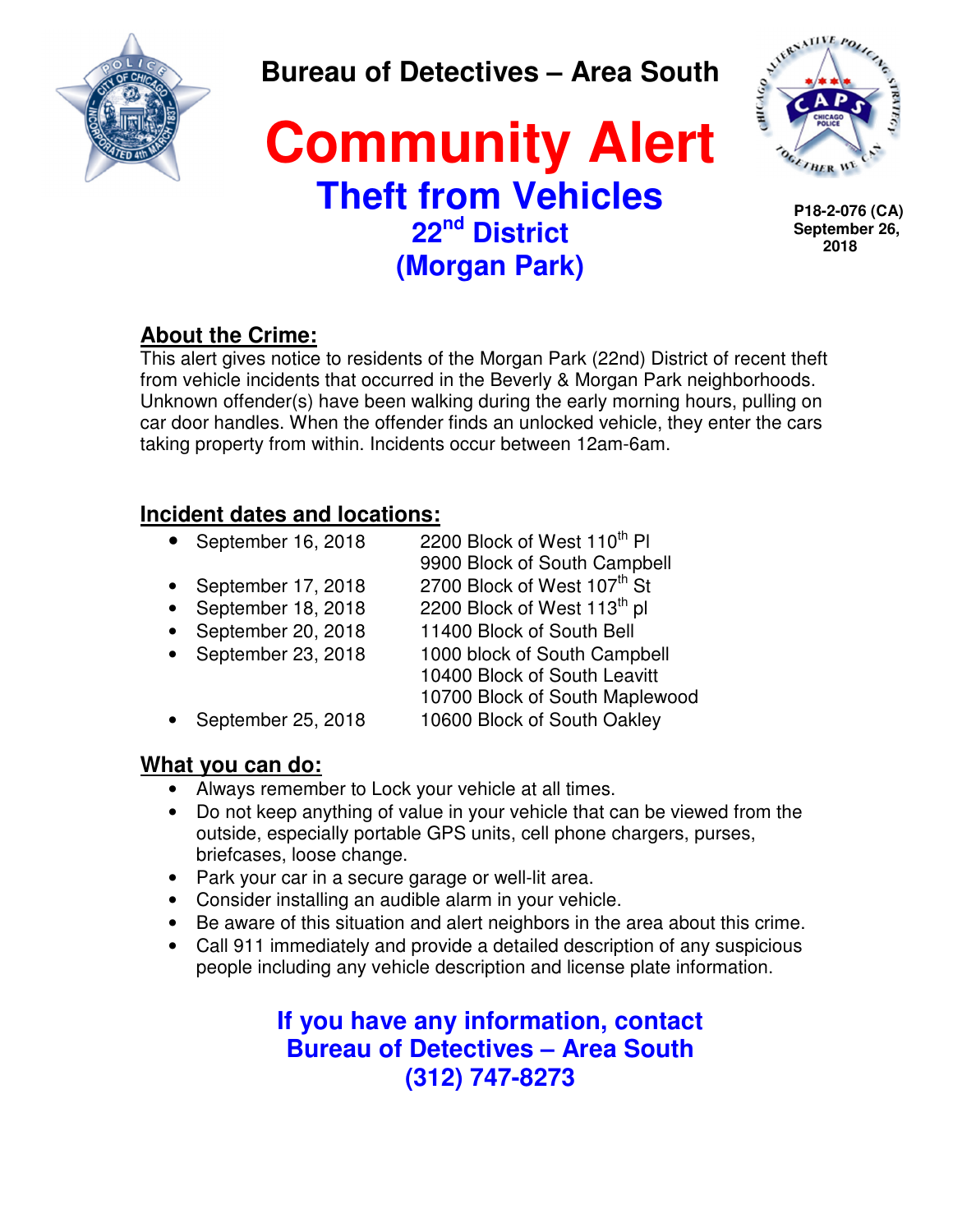# Bureau of Detectives – Area South

# Community Alert

## Theft from Vehicles

### 22nd District (Morgan Park)

**P18-2-076 (CA)**
**September 26, 2018**

## About the Crime:

This alert gives notice to residents of the Morgan Park (22nd) District of recent theft from vehicle incidents that occurred in the Beverly & Morgan Park neighborhoods. Unknown offender(s) have been walking during the early morning hours, pulling on car door handles. When the offender finds an unlocked vehicle, they enter the cars taking property from within. Incidents occur between 12am-6am.

## Incident dates and locations:

- September 16, 2018 — 2200 Block of West 110th Pl; 9900 Block of South Campbell
- September 17, 2018 — 2700 Block of West 107th St
- September 18, 2018 — 2200 Block of West 113th pl
- September 20, 2018 — 11400 Block of South Bell
- September 23, 2018 — 1000 block of South Campbell; 10400 Block of South Leavitt; 10700 Block of South Maplewood
- September 25, 2018 — 10600 Block of South Oakley

## What you can do:

- Always remember to Lock your vehicle at all times.
- Do not keep anything of value in your vehicle that can be viewed from the outside, especially portable GPS units, cell phone chargers, purses, briefcases, loose change.
- Park your car in a secure garage or well-lit area.
- Consider installing an audible alarm in your vehicle.
- Be aware of this situation and alert neighbors in the area about this crime.
- Call 911 immediately and provide a detailed description of any suspicious people including any vehicle description and license plate information.

**If you have any information, contact**
**Bureau of Detectives – Area South**
**(312) 747-8273**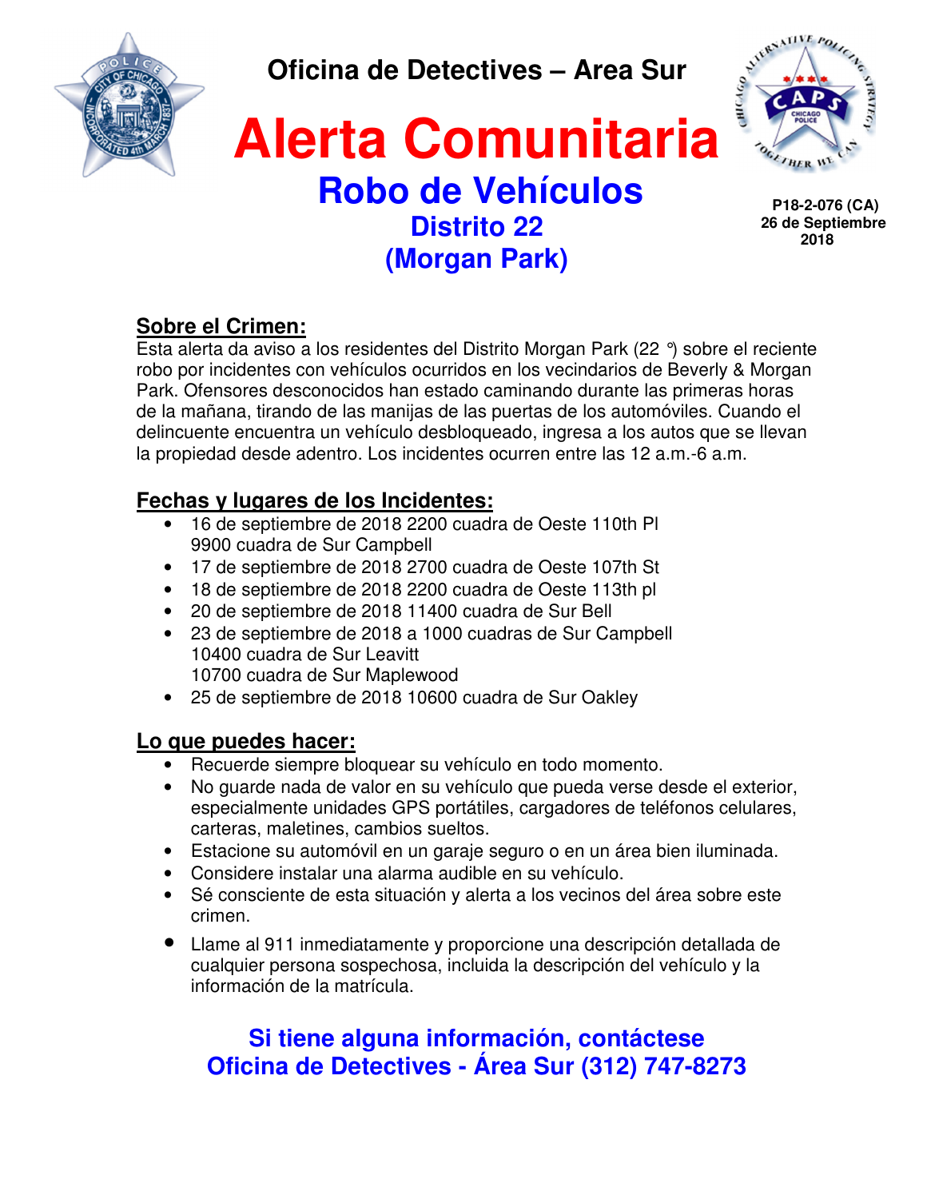**Oficina de Detectives – Area Sur**

# Alerta Comunitaria

## Robo de Vehículos

### Distrito 22
### (Morgan Park)

**P18-2-076 (CA)**
**26 de Septiembre 2018**

**Sobre el Crimen:**

Esta alerta da aviso a los residentes del Distrito Morgan Park (22 °) sobre el reciente robo por incidentes con vehículos ocurridos en los vecindarios de Beverly & Morgan Park. Ofensores desconocidos han estado caminando durante las primeras horas de la mañana, tirando de las manijas de las puertas de los automóviles. Cuando el delincuente encuentra un vehículo desbloqueado, ingresa a los autos que se llevan la propiedad desde adentro. Los incidentes ocurren entre las 12 a.m.-6 a.m.

**Fechas y lugares de los Incidentes:**

- 16 de septiembre de 2018 2200 cuadra de Oeste 110th Pl
  9900 cuadra de Sur Campbell
- 17 de septiembre de 2018 2700 cuadra de Oeste 107th St
- 18 de septiembre de 2018 2200 cuadra de Oeste 113th pl
- 20 de septiembre de 2018 11400 cuadra de Sur Bell
- 23 de septiembre de 2018 a 1000 cuadras de Sur Campbell
  10400 cuadra de Sur Leavitt
  10700 cuadra de Sur Maplewood
- 25 de septiembre de 2018 10600 cuadra de Sur Oakley

**Lo que puedes hacer:**

- Recuerde siempre bloquear su vehículo en todo momento.
- No guarde nada de valor en su vehículo que pueda verse desde el exterior, especialmente unidades GPS portátiles, cargadores de teléfonos celulares, carteras, maletines, cambios sueltos.
- Estacione su automóvil en un garaje seguro o en un área bien iluminada.
- Considere instalar una alarma audible en su vehículo.
- Sé consciente de esta situación y alerta a los vecinos del área sobre este crimen.
- Llame al 911 inmediatamente y proporcione una descripción detallada de cualquier persona sospechosa, incluida la descripción del vehículo y la información de la matrícula.

**Si tiene alguna información, contáctese**
**Oficina de Detectives - Área Sur (312) 747-8273**